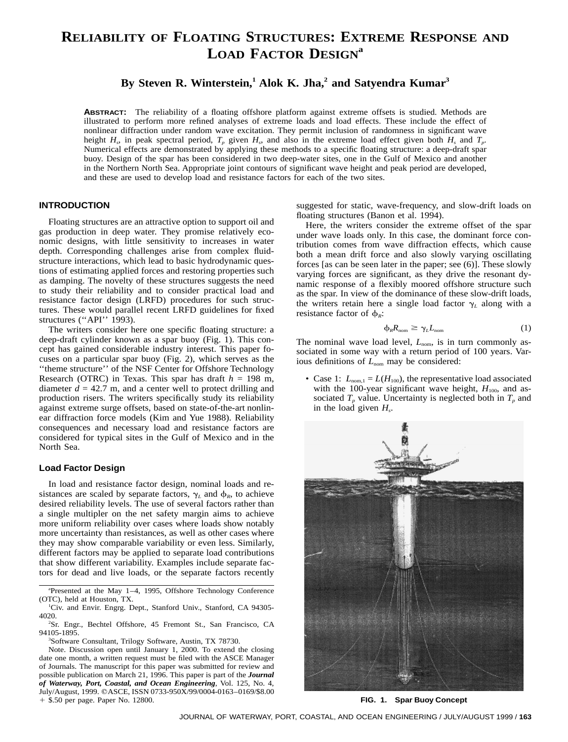# Reliability of Floating Structures: Extreme Response and Load Factor Design[a]

**By Steven R. Winterstein,[1] Alok K. Jha,[2] and Satyendra Kumar[3]**

**ABSTRACT:** The reliability of a floating offshore platform against extreme offsets is studied. Methods are illustrated to perform more refined analyses of extreme loads and load effects. These include the effect of nonlinear diffraction under random wave excitation. They permit inclusion of randomness in significant wave height $H_s$, in peak spectral period, $T_p$ given $H_s$, and also in the extreme load effect given both $H_s$ and $T_p$. Numerical effects are demonstrated by applying these methods to a specific floating structure: a deep-draft spar buoy. Design of the spar has been considered in two deep-water sites, one in the Gulf of Mexico and another in the Northern North Sea. Appropriate joint contours of significant wave height and peak period are developed, and these are used to develop load and resistance factors for each of the two sites.

## INTRODUCTION

Floating structures are an attractive option to support oil and gas production in deep water. They promise relatively economic designs, with little sensitivity to increases in water depth. Corresponding challenges arise from complex fluid-structure interactions, which lead to basic hydrodynamic questions of estimating applied forces and restoring properties such as damping. The novelty of these structures suggests the need to study their reliability and to consider practical load and resistance factor design (LRFD) procedures for such structures. These would parallel recent LRFD guidelines for fixed structures (''API'' 1993).

The writers consider here one specific floating structure: a deep-draft cylinder known as a spar buoy (Fig. 1). This concept has gained considerable industry interest. This paper focuses on a particular spar buoy (Fig. 2), which serves as the ''theme structure'' of the NSF Center for Offshore Technology Research (OTRC) in Texas. This spar has draft $h$ = 198 m, diameter $d$ = 42.7 m, and a center well to protect drilling and production risers. The writers specifically study its reliability against extreme surge offsets, based on state-of-the-art nonlinear diffraction force models (Kim and Yue 1988). Reliability consequences and necessary load and resistance factors are considered for typical sites in the Gulf of Mexico and in the North Sea.

### Load Factor Design

In load and resistance factor design, nominal loads and resistances are scaled by separate factors, $\gamma_L$ and $\phi_R$, to achieve desired reliability levels. The use of several factors rather than a single multipler on the net safety margin aims to achieve more uniform reliability over cases where loads show notably more uncertainty than resistances, as well as other cases where they may show comparable variability or even less. Similarly, different factors may be applied to separate load contributions that show different variability. Examples include separate factors for dead and live loads, or the separate factors recently suggested for static, wave-frequency, and slow-drift loads on floating structures (Banon et al. 1994).

Here, the writers consider the extreme offset of the spar under wave loads only. In this case, the dominant force contribution comes from wave diffraction effects, which cause both a mean drift force and also slowly varying oscillating forces [as can be seen later in the paper; see (6)]. These slowly varying forces are significant, as they drive the resonant dynamic response of a flexibly moored offshore structure such as the spar. In view of the dominance of these slow-drift loads, the writers retain here a single load factor $\gamma_L$ along with a resistance factor of $\phi_R$:

$$\phi_R R_{\text{nom}} \geq \gamma_L L_{\text{nom}} \tag{1}$$

The nominal wave load level, $L_{\text{nom}}$, is in turn commonly associated in some way with a return period of 100 years. Various definitions of $L_{\text{nom}}$ may be considered:

- Case 1: $L_{\text{nom},1} = L(H_{100})$, the representative load associated with the 100-year significant wave height, $H_{100}$, and associated $T_p$ value. Uncertainty is neglected both in $T_p$ and in the load given $H_s$.

FIG. 1. Spar Buoy Concept

---

[a] Presented at the May 1–4, 1995, Offshore Technology Conference (OTC), held at Houston, TX.

[1] Civ. and Envir. Engrg. Dept., Stanford Univ., Stanford, CA 94305-4020.

[2] Sr. Engr., Bechtel Offshore, 45 Fremont St., San Francisco, CA 94105-1895.

[3] Software Consultant, Trilogy Software, Austin, TX 78730.

Note. Discussion open until January 1, 2000. To extend the closing date one month, a written request must be filed with the ASCE Manager of Journals. The manuscript for this paper was submitted for review and possible publication on March 21, 1996. This paper is part of the ***Journal of Waterway, Port, Coastal, and Ocean Engineering***, Vol. 125, No. 4, July/August, 1999. ©ASCE, ISSN 0733-950X/99/0004-0163–0169/$8.00 + $.50 per page. Paper No. 12800.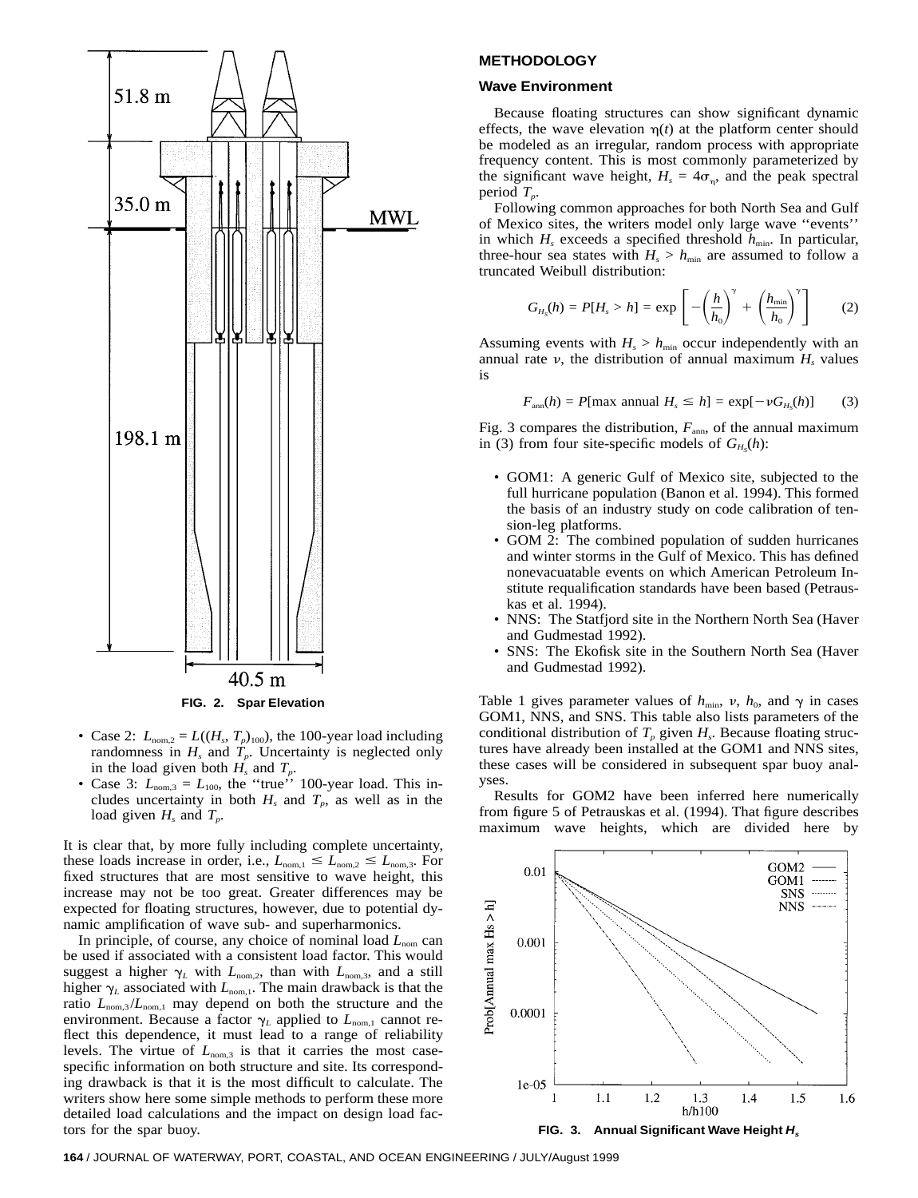FIG. 2. Spar Elevation

- Case 2: $L_{nom,2} = L((H_s, T_p)_{100})$, the 100-year load including randomness in $H_s$ and $T_p$. Uncertainty is neglected only in the load given both $H_s$ and $T_p$.
- Case 3: $L_{nom,3} = L_{100}$, the ''true'' 100-year load. This includes uncertainty in both $H_s$ and $T_p$, as well as in the load given $H_s$ and $T_p$.

It is clear that, by more fully including complete uncertainty, these loads increase in order, i.e., $L_{nom,1} \le L_{nom,2} \le L_{nom,3}$. For fixed structures that are most sensitive to wave height, this increase may not be too great. Greater differences may be expected for floating structures, however, due to potential dynamic amplification of wave sub- and superharmonics.

In principle, of course, any choice of nominal load $L_{nom}$ can be used if associated with a consistent load factor. This would suggest a higher $\gamma_L$ with $L_{nom,2}$, than with $L_{nom,3}$, and a still higher $\gamma_L$ associated with $L_{nom,1}$. The main drawback is that the ratio $L_{nom,3}/L_{nom,1}$ may depend on both the structure and the environment. Because a factor $\gamma_L$ applied to $L_{nom,1}$ cannot reflect this dependence, it must lead to a range of reliability levels. The virtue of $L_{nom,3}$ is that it carries the most case-specific information on both structure and site. Its corresponding drawback is that it is the most difficult to calculate. The writers show here some simple methods to perform these more detailed load calculations and the impact on design load factors for the spar buoy.

## METHODOLOGY

### Wave Environment

Because floating structures can show significant dynamic effects, the wave elevation $\eta(t)$ at the platform center should be modeled as an irregular, random process with appropriate frequency content. This is most commonly parameterized by the significant wave height, $H_s = 4\sigma_\eta$, and the peak spectral period $T_p$.

Following common approaches for both North Sea and Gulf of Mexico sites, the writers model only large wave ''events'' in which $H_s$ exceeds a specified threshold $h_{min}$. In particular, three-hour sea states with $H_s > h_{min}$ are assumed to follow a truncated Weibull distribution:

$$G_{H_s}(h) = P[H_s > h] = \exp\left[-\left(\frac{h}{h_0}\right)^\gamma + \left(\frac{h_{min}}{h_0}\right)^\gamma\right] \qquad (2)$$

Assuming events with $H_s > h_{min}$ occur independently with an annual rate $\nu$, the distribution of annual maximum $H_s$ values is

$$F_{ann}(h) = P[\text{max annual } H_s \le h] = \exp[-\nu G_{H_s}(h)] \qquad (3)$$

Fig. 3 compares the distribution, $F_{ann}$, of the annual maximum in (3) from four site-specific models of $G_{H_s}(h)$:

- GOM1: A generic Gulf of Mexico site, subjected to the full hurricane population (Banon et al. 1994). This formed the basis of an industry study on code calibration of tension-leg platforms.
- GOM 2: The combined population of sudden hurricanes and winter storms in the Gulf of Mexico. This has defined nonevacuatable events on which American Petroleum Institute requalification standards have been based (Petrauskas et al. 1994).
- NNS: The Statfjord site in the Northern North Sea (Haver and Gudmestad 1992).
- SNS: The Ekofisk site in the Southern North Sea (Haver and Gudmestad 1992).

Table 1 gives parameter values of $h_{min}$, $\nu$, $h_0$, and $\gamma$ in cases GOM1, NNS, and SNS. This table also lists parameters of the conditional distribution of $T_p$ given $H_s$. Because floating structures have already been installed at the GOM1 and NNS sites, these cases will be considered in subsequent spar buoy analyses.

Results for GOM2 have been inferred here numerically from figure 5 of Petrauskas et al. (1994). That figure describes maximum wave heights, which are divided here by

FIG. 3. Annual Significant Wave Height $H_s$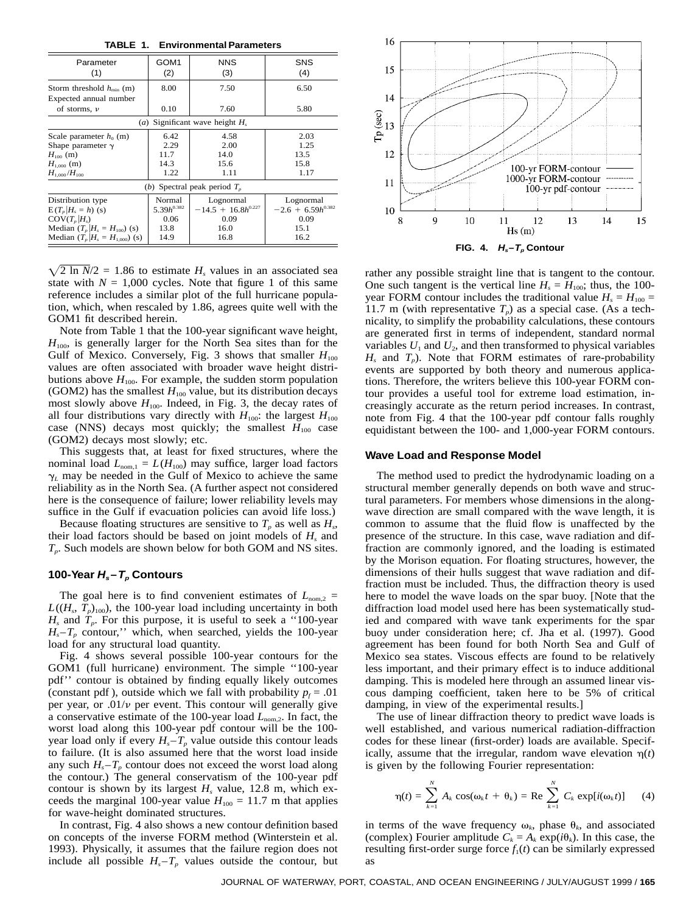**TABLE 1. Environmental Parameters**

| Parameter (1) | GOM1 (2) | NNS (3) | SNS (4) |
|---|---|---|---|
| Storm threshold $h_{min}$ (m) | 8.00 | 7.50 | 6.50 |
| Expected annual number of storms, $\nu$ | 0.10 | 7.60 | 5.80 |
| (*a*) Significant wave height $H_s$ | | | |
| Scale parameter $h_0$ (m) | 6.42 | 4.58 | 2.03 |
| Shape parameter $\gamma$ | 2.29 | 2.00 | 1.25 |
| $H_{100}$ (m) | 11.7 | 14.0 | 13.5 |
| $H_{1,000}$ (m) | 14.3 | 15.6 | 15.8 |
| $H_{1,000}/H_{100}$ | 1.22 | 1.11 | 1.17 |
| (*b*) Spectral peak period $T_p$ | | | |
| Distribution type | Normal | Lognormal | Lognormal |
| $E(T_p\|H_s = h)$ (s) | $5.39h^{0.382}$ | $-14.5 + 16.8h^{0.227}$ | $-2.6 + 6.59h^{0.382}$ |
| $COV(T_p\|H_s)$ | 0.06 | 0.09 | 0.09 |
| Median $(T_p\|H_s = H_{100})$ (s) | 13.8 | 16.0 | 15.1 |
| Median $(T_p\|H_s = H_{1,000})$ (s) | 14.9 | 16.8 | 16.2 |

$\sqrt{2 \ln N}/2 = 1.86$ to estimate $H_s$ values in an associated sea state with $N = 1,000$ cycles. Note that figure 1 of this same reference includes a similar plot of the full hurricane population, which, when rescaled by 1.86, agrees quite well with the GOM1 fit described herein.

Note from Table 1 that the 100-year significant wave height, $H_{100}$, is generally larger for the North Sea sites than for the Gulf of Mexico. Conversely, Fig. 3 shows that smaller $H_{100}$ values are often associated with broader wave height distributions above $H_{100}$. For example, the sudden storm population (GOM2) has the smallest $H_{100}$ value, but its distribution decays most slowly above $H_{100}$. Indeed, in Fig. 3, the decay rates of all four distributions vary directly with $H_{100}$: the largest $H_{100}$ case (NNS) decays most quickly; the smallest $H_{100}$ case (GOM2) decays most slowly; etc.

This suggests that, at least for fixed structures, where the nominal load $L_{nom,1} = L(H_{100})$ may suffice, larger load factors $\gamma_L$ may be needed in the Gulf of Mexico to achieve the same reliability as in the North Sea. (A further aspect not considered here is the consequence of failure; lower reliability levels may suffice in the Gulf if evacuation policies can avoid life loss.)

Because floating structures are sensitive to $T_p$ as well as $H_s$, their load factors should be based on joint models of $H_s$ and $T_p$. Such models are shown below for both GOM and NS sites.

## 100-Year $H_s$–$T_p$ Contours

The goal here is to find convenient estimates of $L_{nom,2} = L((H_s, T_p)_{100})$, the 100-year load including uncertainty in both $H_s$ and $T_p$. For this purpose, it is useful to seek a ''100-year $H_s$–$T_p$ contour,'' which, when searched, yields the 100-year load for any structural load quantity.

Fig. 4 shows several possible 100-year contours for the GOM1 (full hurricane) environment. The simple ''100-year pdf'' contour is obtained by finding equally likely outcomes (constant pdf), outside which we fall with probability $p_f = .01$ per year, or $.01/\nu$ per event. This contour will generally give a conservative estimate of the 100-year load $L_{nom,2}$. In fact, the worst load along this 100-year pdf contour will be the 100-year load only if every $H_s$–$T_p$ value outside this contour leads to failure. (It is also assumed here that the worst load inside any such $H_s$–$T_p$ contour does not exceed the worst load along the contour.) The general conservatism of the 100-year pdf contour is shown by its largest $H_s$ value, 12.8 m, which exceeds the marginal 100-year value $H_{100} = 11.7$ m that applies for wave-height dominated structures.

In contrast, Fig. 4 also shows a new contour definition based on concepts of the inverse FORM method (Winterstein et al. 1993). Physically, it assumes that the failure region does not include all possible $H_s$–$T_p$ values outside the contour, but rather any possible straight line that is tangent to the contour. One such tangent is the vertical line $H_s = H_{100}$; thus, the 100-year FORM contour includes the traditional value $H_s = H_{100} = 11.7$ m (with representative $T_p$) as a special case. (As a technicality, to simplify the probability calculations, these contours are generated first in terms of independent, standard normal variables $U_1$ and $U_2$, and then transformed to physical variables $H_s$ and $T_p$). Note that FORM estimates of rare-probability events are supported by both theory and numerous applications. Therefore, the writers believe this 100-year FORM contour provides a useful tool for extreme load estimation, increasingly accurate as the return period increases. In contrast, note from Fig. 4 that the 100-year pdf contour falls roughly equidistant between the 100- and 1,000-year FORM contours.

**FIG. 4. $H_s$–$T_p$ Contour**

## Wave Load and Response Model

The method used to predict the hydrodynamic loading on a structural member generally depends on both wave and structural parameters. For members whose dimensions in the along-wave direction are small compared with the wave length, it is common to assume that the fluid flow is unaffected by the presence of the structure. In this case, wave radiation and diffraction are commonly ignored, and the loading is estimated by the Morison equation. For floating structures, however, the dimensions of their hulls suggest that wave radiation and diffraction must be included. Thus, the diffraction theory is used here to model the wave loads on the spar buoy. [Note that the diffraction load model used here has been systematically studied and compared with wave tank experiments for the spar buoy under consideration here; cf. Jha et al. (1997). Good agreement has been found for both North Sea and Gulf of Mexico sea states. Viscous effects are found to be relatively less important, and their primary effect is to induce additional damping. This is modeled here through an assumed linear viscous damping coefficient, taken here to be 5% of critical damping, in view of the experimental results.]

The use of linear diffraction theory to predict wave loads is well established, and various numerical radiation-diffraction codes for these linear (first-order) loads are available. Specifically, assume that the irregular, random wave elevation $\eta(t)$ is given by the following Fourier representation:

$$\eta(t) = \sum_{k=1}^{N} A_k \cos(\omega_k t + \theta_k) = \text{Re} \sum_{k=1}^{N} C_k \exp[i(\omega_k t)] \qquad (4)$$

in terms of the wave frequency $\omega_k$, phase $\theta_k$, and associated (complex) Fourier amplitude $C_k = A_k \exp(i\theta_k)$. In this case, the resulting first-order surge force $f_1(t)$ can be similarly expressed as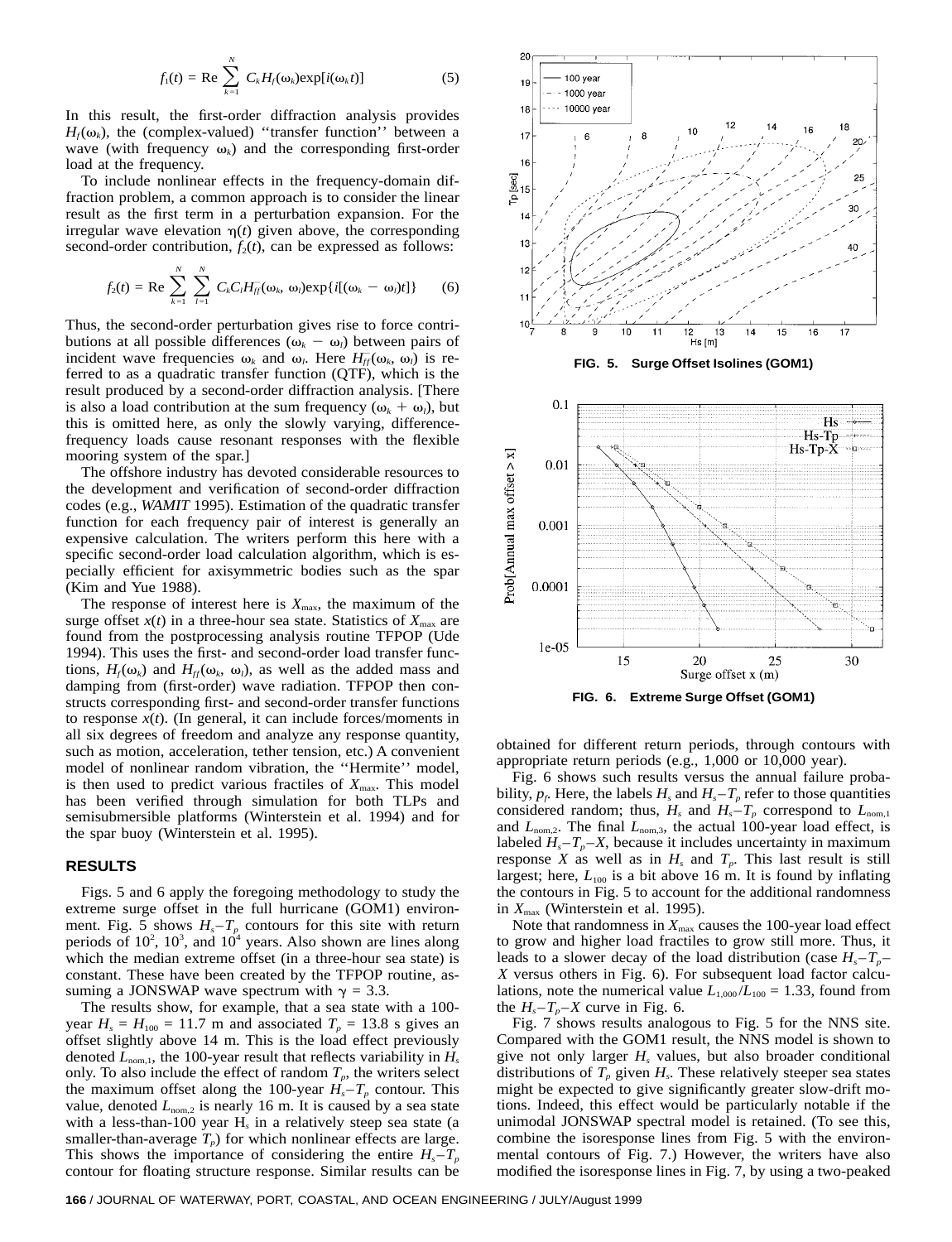$$f_1(t) = \mathrm{Re} \sum_{k=1}^{N} C_k H_f(\omega_k) \exp[i(\omega_k t)] \qquad (5)$$

In this result, the first-order diffraction analysis provides $H_f(\omega_k)$, the (complex-valued) ''transfer function'' between a wave (with frequency $\omega_k$) and the corresponding first-order load at the frequency.

To include nonlinear effects in the frequency-domain diffraction problem, a common approach is to consider the linear result as the first term in a perturbation expansion. For the irregular wave elevation $\eta(t)$ given above, the corresponding second-order contribution, $f_2(t)$, can be expressed as follows:

$$f_2(t) = \mathrm{Re} \sum_{k=1}^{N} \sum_{l=1}^{N} C_k C_l H_{ff}^{-}(\omega_k, \omega_l) \exp\{i[(\omega_k - \omega_l)t]\} \qquad (6)$$

Thus, the second-order perturbation gives rise to force contributions at all possible differences $(\omega_k - \omega_l)$ between pairs of incident wave frequencies $\omega_k$ and $\omega_l$. Here $H_{ff}^{-}(\omega_k, \omega_l)$ is referred to as a quadratic transfer function (QTF), which is the result produced by a second-order diffraction analysis. [There is also a load contribution at the sum frequency $(\omega_k + \omega_l)$, but this is omitted here, as only the slowly varying, difference-frequency loads cause resonant responses with the flexible mooring system of the spar.]

The offshore industry has devoted considerable resources to the development and verification of second-order diffraction codes (e.g., *WAMIT* 1995). Estimation of the quadratic transfer function for each frequency pair of interest is generally an expensive calculation. The writers perform this here with a specific second-order load calculation algorithm, which is especially efficient for axisymmetric bodies such as the spar (Kim and Yue 1988).

The response of interest here is $X_{\max}$, the maximum of the surge offset $x(t)$ in a three-hour sea state. Statistics of $X_{\max}$ are found from the postprocessing analysis routine TFPOP (Ude 1994). This uses the first- and second-order load transfer functions, $H_f(\omega_k)$ and $H_{ff}(\omega_k, \omega_l)$, as well as the added mass and damping from (first-order) wave radiation. TFPOP then constructs corresponding first- and second-order transfer functions to response $x(t)$. (In general, it can include forces/moments in all six degrees of freedom and analyze any response quantity, such as motion, acceleration, tether tension, etc.) A convenient model of nonlinear random vibration, the ''Hermite'' model, is then used to predict various fractiles of $X_{\max}$. This model has been verified through simulation for both TLPs and semisubmersible platforms (Winterstein et al. 1994) and for the spar buoy (Winterstein et al. 1995).

## RESULTS

Figs. 5 and 6 apply the foregoing methodology to study the extreme surge offset in the full hurricane (GOM1) environment. Fig. 5 shows $H_s$–$T_p$ contours for this site with return periods of $10^2$, $10^3$, and $10^4$ years. Also shown are lines along which the median extreme offset (in a three-hour sea state) is constant. These have been created by the TFPOP routine, assuming a JONSWAP wave spectrum with $\gamma = 3.3$.

The results show, for example, that a sea state with a 100-year $H_s = H_{100} = 11.7$ m and associated $T_p = 13.8$ s gives an offset slightly above 14 m. This is the load effect previously denoted $L_{\mathrm{nom},1}$, the 100-year result that reflects variability in $H_s$ only. To also include the effect of random $T_p$, the writers select the maximum offset along the 100-year $H_s$–$T_p$ contour. This value, denoted $L_{\mathrm{nom},2}$ is nearly 16 m. It is caused by a sea state with a less-than-100 year $H_s$ in a relatively steep sea state (a smaller-than-average $T_p$) for which nonlinear effects are large. This shows the importance of considering the entire $H_s$–$T_p$ contour for floating structure response. Similar results can be obtained for different return periods, through contours with appropriate return periods (e.g., 1,000 or 10,000 year).

FIG. 5. Surge Offset Isolines (GOM1)

FIG. 6. Extreme Surge Offset (GOM1)

Fig. 6 shows such results versus the annual failure probability, $p_f$. Here, the labels $H_s$ and $H_s$–$T_p$ refer to those quantities considered random; thus, $H_s$ and $H_s$–$T_p$ correspond to $L_{\mathrm{nom},1}$ and $L_{\mathrm{nom},2}$. The final $L_{\mathrm{nom},3}$, the actual 100-year load effect, is labeled $H_s$–$T_p$–$X$, because it includes uncertainty in maximum response $X$ as well as in $H_s$ and $T_p$. This last result is still largest; here, $L_{100}$ is a bit above 16 m. It is found by inflating the contours in Fig. 5 to account for the additional randomness in $X_{\max}$ (Winterstein et al. 1995).

Note that randomness in $X_{\max}$ causes the 100-year load effect to grow and higher load fractiles to grow still more. Thus, it leads to a slower decay of the load distribution (case $H_s$–$T_p$–$X$ versus others in Fig. 6). For subsequent load factor calculations, note the numerical value $L_{1,000}/L_{100} = 1.33$, found from the $H_s$–$T_p$–$X$ curve in Fig. 6.

Fig. 7 shows results analogous to Fig. 5 for the NNS site. Compared with the GOM1 result, the NNS model is shown to give not only larger $H_s$ values, but also broader conditional distributions of $T_p$ given $H_s$. These relatively steeper sea states might be expected to give significantly greater slow-drift motions. Indeed, this effect would be particularly notable if the unimodal JONSWAP spectral model is retained. (To see this, combine the isoresponse lines from Fig. 5 with the environmental contours of Fig. 7.) However, the writers have also modified the isoresponse lines in Fig. 7, by using a two-peaked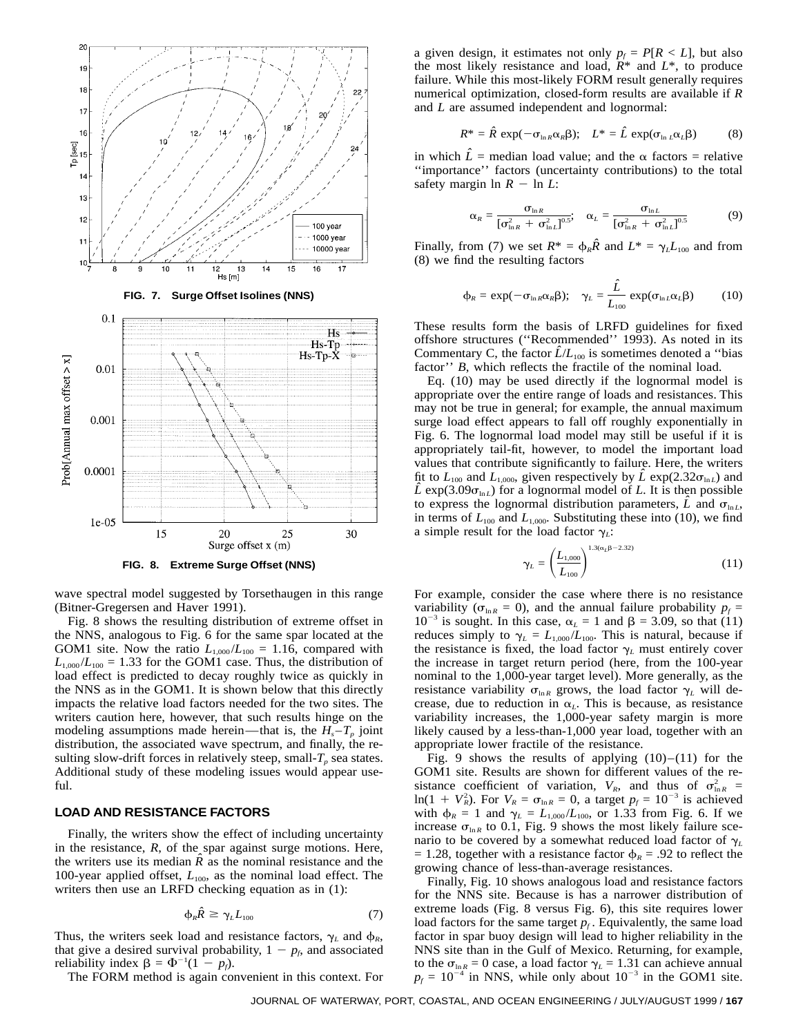FIG. 7. Surge Offset Isolines (NNS)

FIG. 8. Extreme Surge Offset (NNS)

wave spectral model suggested by Torsethaugen in this range (Bitner-Gregersen and Haver 1991).

Fig. 8 shows the resulting distribution of extreme offset in the NNS, analogous to Fig. 6 for the same spar located at the GOM1 site. Now the ratio $L_{1,000}/L_{100} = 1.16$, compared with $L_{1,000}/L_{100} = 1.33$ for the GOM1 case. Thus, the distribution of load effect is predicted to decay roughly twice as quickly in the NNS as in the GOM1. It is shown below that this directly impacts the relative load factors needed for the two sites. The writers caution here, however, that such results hinge on the modeling assumptions made herein—that is, the $H_s$–$T_p$ joint distribution, the associated wave spectrum, and finally, the resulting slow-drift forces in relatively steep, small-$T_p$ sea states. Additional study of these modeling issues would appear useful.

## LOAD AND RESISTANCE FACTORS

Finally, the writers show the effect of including uncertainty in the resistance, $R$, of the spar against surge motions. Here, the writers use its median $\hat{R}$ as the nominal resistance and the 100-year applied offset, $L_{100}$, as the nominal load effect. The writers then use an LRFD checking equation as in (1):

$$\phi_R \hat{R} \geq \gamma_L L_{100} \tag{7}$$

Thus, the writers seek load and resistance factors, $\gamma_L$ and $\phi_R$, that give a desired survival probability, $1 - p_f$, and associated reliability index $\beta = \Phi^{-1}(1 - p_f)$.

The FORM method is again convenient in this context. For a given design, it estimates not only $p_f = P[R < L]$, but also the most likely resistance and load, $R^*$ and $L^*$, to produce failure. While this most-likely FORM result generally requires numerical optimization, closed-form results are available if $R$ and $L$ are assumed independent and lognormal:

$$R^* = \hat{R}\exp(-\sigma_{\ln R}\alpha_R\beta); \quad L^* = \hat{L}\exp(\sigma_{\ln L}\alpha_L\beta) \tag{8}$$

in which $\hat{L}$ = median load value; and the $\alpha$ factors = relative "importance" factors (uncertainty contributions) to the total safety margin $\ln R - \ln L$:

$$\alpha_R = \frac{\sigma_{\ln R}}{[\sigma_{\ln R}^2 + \sigma_{\ln L}^2]^{0.5}}; \quad \alpha_L = \frac{\sigma_{\ln L}}{[\sigma_{\ln R}^2 + \sigma_{\ln L}^2]^{0.5}} \tag{9}$$

Finally, from (7) we set $R^* = \phi_R\hat{R}$ and $L^* = \gamma_L L_{100}$ and from (8) we find the resulting factors

$$\phi_R = \exp(-\sigma_{\ln R}\alpha_R\beta); \quad \gamma_L = \frac{\hat{L}}{L_{100}}\exp(\sigma_{\ln L}\alpha_L\beta) \tag{10}$$

These results form the basis of LRFD guidelines for fixed offshore structures ("Recommended" 1993). As noted in its Commentary C, the factor $\hat{L}/L_{100}$ is sometimes denoted a "bias factor" $B$, which reflects the fractile of the nominal load.

Eq. (10) may be used directly if the lognormal model is appropriate over the entire range of loads and resistances. This may not be true in general; for example, the annual maximum surge load effect appears to fall off roughly exponentially in Fig. 6. The lognormal load model may still be useful if it is appropriately tail-fit, however, to model the important load values that contribute significantly to failure. Here, the writers fit to $L_{100}$ and $L_{1,000}$, given respectively by $\hat{L}\exp(2.32\sigma_{\ln L})$ and $\hat{L}\exp(3.09\sigma_{\ln L})$ for a lognormal model of $L$. It is then possible to express the lognormal distribution parameters, $\hat{L}$ and $\sigma_{\ln L}$, in terms of $L_{100}$ and $L_{1,000}$. Substituting these into (10), we find a simple result for the load factor $\gamma_L$:

$$\gamma_L = \left(\frac{L_{1,000}}{L_{100}}\right)^{1.3(\alpha_L\beta - 2.32)} \tag{11}$$

For example, consider the case where there is no resistance variability ($\sigma_{\ln R} = 0$), and the annual failure probability $p_f = 10^{-3}$ is sought. In this case, $\alpha_L = 1$ and $\beta = 3.09$, so that (11) reduces simply to $\gamma_L = L_{1,000}/L_{100}$. This is natural, because if the resistance is fixed, the load factor $\gamma_L$ must entirely cover the increase in target return period (here, from the 100-year nominal to the 1,000-year target level). More generally, as the resistance variability $\sigma_{\ln R}$ grows, the load factor $\gamma_L$ will decrease, due to reduction in $\alpha_L$. This is because, as resistance variability increases, the 1,000-year safety margin is more likely caused by a less-than-1,000 year load, together with an appropriate lower fractile of the resistance.

Fig. 9 shows the results of applying (10)–(11) for the GOM1 site. Results are shown for different values of the resistance coefficient of variation, $V_R$, and thus of $\sigma_{\ln R}^2 = \ln(1 + V_R^2)$. For $V_R = \sigma_{\ln R} = 0$, a target $p_f = 10^{-3}$ is achieved with $\phi_R = 1$ and $\gamma_L = L_{1,000}/L_{100}$, or 1.33 from Fig. 6. If we increase $\sigma_{\ln R}$ to 0.1, Fig. 9 shows the most likely failure scenario to be covered by a somewhat reduced load factor of $\gamma_L = 1.28$, together with a resistance factor $\phi_R = .92$ to reflect the growing chance of less-than-average resistances.

Finally, Fig. 10 shows analogous load and resistance factors for the NNS site. Because is has a narrower distribution of extreme loads (Fig. 8 versus Fig. 6), this site requires lower load factors for the same target $p_f$. Equivalently, the same load factor in spar buoy design will lead to higher reliability in the NNS site than in the Gulf of Mexico. Returning, for example, to the $\sigma_{\ln R} = 0$ case, a load factor $\gamma_L = 1.31$ can achieve annual $p_f = 10^{-4}$ in NNS, while only about $10^{-3}$ in the GOM1 site.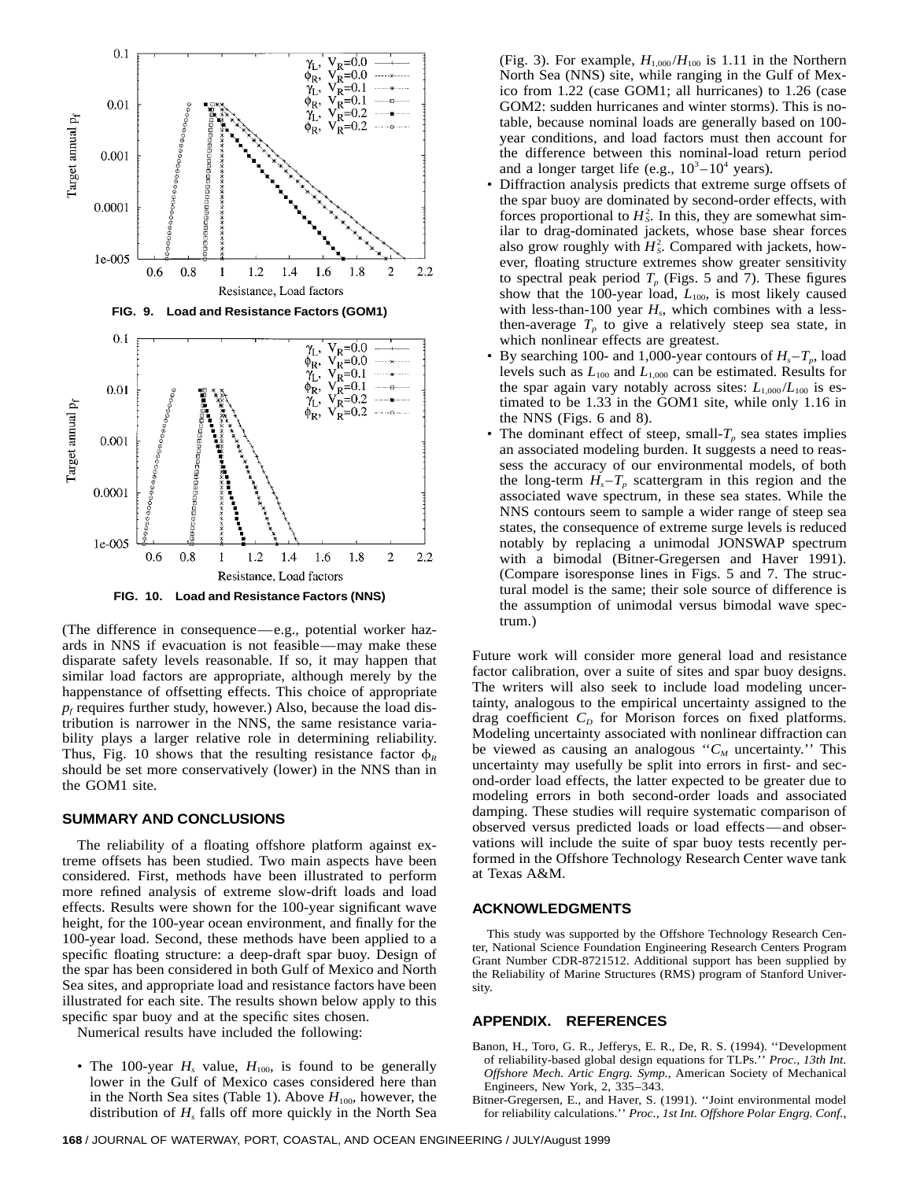FIG. 9. Load and Resistance Factors (GOM1)

FIG. 10. Load and Resistance Factors (NNS)

(The difference in consequence—e.g., potential worker hazards in NNS if evacuation is not feasible—may make these disparate safety levels reasonable. If so, it may happen that similar load factors are appropriate, although merely by the happenstance of offsetting effects. This choice of appropriate $p_f$ requires further study, however.) Also, because the load distribution is narrower in the NNS, the same resistance variability plays a larger relative role in determining reliability. Thus, Fig. 10 shows that the resulting resistance factor $\phi_R$ should be set more conservatively (lower) in the NNS than in the GOM1 site.

## SUMMARY AND CONCLUSIONS

The reliability of a floating offshore platform against extreme offsets has been studied. Two main aspects have been considered. First, methods have been illustrated to perform more refined analysis of extreme slow-drift loads and load effects. Results were shown for the 100-year significant wave height, for the 100-year ocean environment, and finally for the 100-year load. Second, these methods have been applied to a specific floating structure: a deep-draft spar buoy. Design of the spar has been considered in both Gulf of Mexico and North Sea sites, and appropriate load and resistance factors have been illustrated for each site. The results shown below apply to this specific spar buoy and at the specific sites chosen.

Numerical results have included the following:

- The 100-year $H_s$ value, $H_{100}$, is found to be generally lower in the Gulf of Mexico cases considered here than in the North Sea sites (Table 1). Above $H_{100}$, however, the distribution of $H_s$ falls off more quickly in the North Sea (Fig. 3). For example, $H_{1,000}/H_{100}$ is 1.11 in the Northern North Sea (NNS) site, while ranging in the Gulf of Mexico from 1.22 (case GOM1; all hurricanes) to 1.26 (case GOM2: sudden hurricanes and winter storms). This is notable, because nominal loads are generally based on 100-year conditions, and load factors must then account for the difference between this nominal-load return period and a longer target life (e.g., $10^3$–$10^4$ years).
- Diffraction analysis predicts that extreme surge offsets of the spar buoy are dominated by second-order effects, with forces proportional to $H_s^2$. In this, they are somewhat similar to drag-dominated jackets, whose base shear forces also grow roughly with $H_s^2$. Compared with jackets, however, floating structure extremes show greater sensitivity to spectral peak period $T_p$ (Figs. 5 and 7). These figures show that the 100-year load, $L_{100}$, is most likely caused with less-than-100 year $H_s$, which combines with a less-then-average $T_p$ to give a relatively steep sea state, in which nonlinear effects are greatest.
- By searching 100- and 1,000-year contours of $H_s$–$T_p$, load levels such as $L_{100}$ and $L_{1,000}$ can be estimated. Results for the spar again vary notably across sites: $L_{1,000}/L_{100}$ is estimated to be 1.33 in the GOM1 site, while only 1.16 in the NNS (Figs. 6 and 8).
- The dominant effect of steep, small-$T_p$ sea states implies an associated modeling burden. It suggests a need to reassess the accuracy of our environmental models, of both the long-term $H_s$–$T_p$ scattergram in this region and the associated wave spectrum, in these sea states. While the NNS contours seem to sample a wider range of steep sea states, the consequence of extreme surge levels is reduced notably by replacing a unimodal JONSWAP spectrum with a bimodal (Bitner-Gregersen and Haver 1991). (Compare isoresponse lines in Figs. 5 and 7. The structural model is the same; their sole source of difference is the assumption of unimodal versus bimodal wave spectrum.)

Future work will consider more general load and resistance factor calibration, over a suite of sites and spar buoy designs. The writers will also seek to include load modeling uncertainty, analogous to the empirical uncertainty assigned to the drag coefficient $C_D$ for Morison forces on fixed platforms. Modeling uncertainty associated with nonlinear diffraction can be viewed as causing an analogous "$C_M$ uncertainty." This uncertainty may usefully be split into errors in first- and second-order load effects, the latter expected to be greater due to modeling errors in both second-order loads and associated damping. These studies will require systematic comparison of observed versus predicted loads or load effects—and observations will include the suite of spar buoy tests recently performed in the Offshore Technology Research Center wave tank at Texas A&M.

## ACKNOWLEDGMENTS

This study was supported by the Offshore Technology Research Center, National Science Foundation Engineering Research Centers Program Grant Number CDR-8721512. Additional support has been supplied by the Reliability of Marine Structures (RMS) program of Stanford University.

## APPENDIX. REFERENCES

Banon, H., Toro, G. R., Jefferys, E. R., De, R. S. (1994). "Development of reliability-based global design equations for TLPs." *Proc., 13th Int. Offshore Mech. Artic Engrg. Symp.,* American Society of Mechanical Engineers, New York, 2, 335–343.

Bitner-Gregersen, E., and Haver, S. (1991). "Joint environmental model for reliability calculations." *Proc., 1st Int. Offshore Polar Engrg. Conf.,*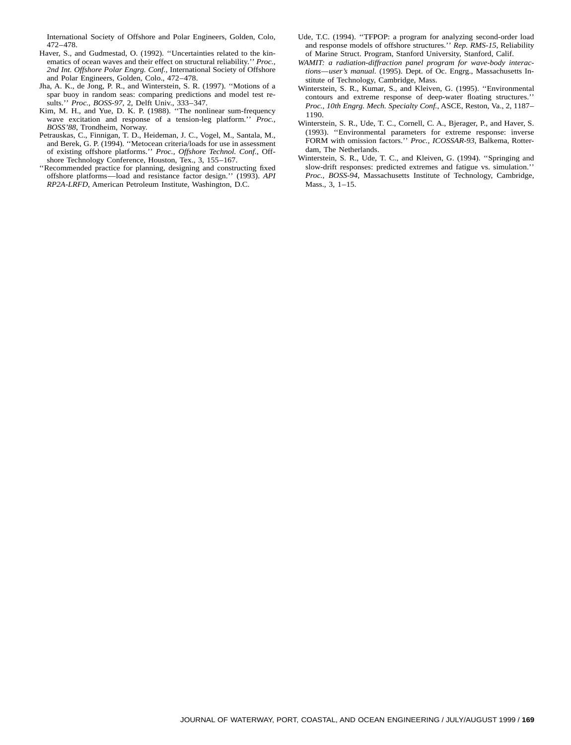International Society of Offshore and Polar Engineers, Golden, Colo, 472–478.

Haver, S., and Gudmestad, O. (1992). ''Uncertainties related to the kinematics of ocean waves and their effect on structural reliability.'' *Proc., 2nd Int. Offshore Polar Engrg. Conf.*, International Society of Offshore and Polar Engineers, Golden, Colo., 472–478.

Jha, A. K., de Jong, P. R., and Winterstein, S. R. (1997). ''Motions of a spar buoy in random seas: comparing predictions and model test results.'' *Proc., BOSS-97*, 2, Delft Univ., 333–347.

Kim, M. H., and Yue, D. K. P. (1988). ''The nonlinear sum-frequency wave excitation and response of a tension-leg platform.'' *Proc., BOSS'88*, Trondheim, Norway.

Petrauskas, C., Finnigan, T. D., Heideman, J. C., Vogel, M., Santala, M., and Berek, G. P. (1994). ''Metocean criteria/loads for use in assessment of existing offshore platforms.'' *Proc., Offshore Technol. Conf.*, Offshore Technology Conference, Houston, Tex., 3, 155–167.

''Recommended practice for planning, designing and constructing fixed offshore platforms—load and resistance factor design.'' (1993). *API RP2A-LRFD*, American Petroleum Institute, Washington, D.C.

Ude, T.C. (1994). ''TFPOP: a program for analyzing second-order load and response models of offshore structures.'' *Rep. RMS-15*, Reliability of Marine Struct. Program, Stanford University, Stanford, Calif.

*WAMIT: a radiation-diffraction panel program for wave-body interactions—user's manual.* (1995). Dept. of Oc. Engrg., Massachusetts Institute of Technology, Cambridge, Mass.

Winterstein, S. R., Kumar, S., and Kleiven, G. (1995). ''Environmental contours and extreme response of deep-water floating structures.'' *Proc., 10th Engrg. Mech. Specialty Conf.*, ASCE, Reston, Va., 2, 1187–1190.

Winterstein, S. R., Ude, T. C., Cornell, C. A., Bjerager, P., and Haver, S. (1993). ''Environmental parameters for extreme response: inverse FORM with omission factors.'' *Proc., ICOSSAR-93*, Balkema, Rotterdam, The Netherlands.

Winterstein, S. R., Ude, T. C., and Kleiven, G. (1994). ''Springing and slow-drift responses: predicted extremes and fatigue vs. simulation.'' *Proc., BOSS-94*, Massachusetts Institute of Technology, Cambridge, Mass., 3, 1–15.